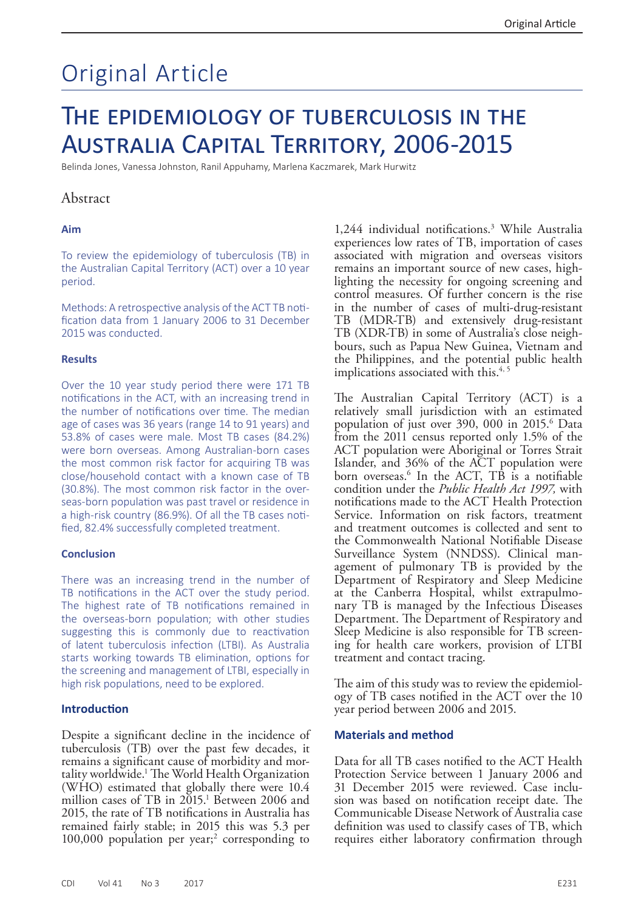# Original Article

# The epidemiology of tuberculosis in the Australia Capital Territory, 2006-2015

Belinda Jones, Vanessa Johnston, Ranil Appuhamy, Marlena Kaczmarek, Mark Hurwitz

## Abstract

### Aim

To review the epidemiology of tuberculosis (TB) in the Australian Capital Territory (ACT) over a 10 year period.

Methods: A retrospective analysis of the ACT TB notification data from 1 January 2006 to 31 December 2015 was conducted.

### Results

Over the 10 year study period there were 171 TB notifications in the ACT, with an increasing trend in the number of notifications over time. The median age of cases was 36 years (range 14 to 91 years) and 53.8% of cases were male. Most TB cases (84.2%) were born overseas. Among Australian-born cases the most common risk factor for acquiring TB was close/household contact with a known case of TB (30.8%). The most common risk factor in the overseas-born population was past travel or residence in a high-risk country (86.9%). Of all the TB cases notified, 82.4% successfully completed treatment.

### Conclusion

There was an increasing trend in the number of TB notifications in the ACT over the study period. The highest rate of TB notifications remained in the overseas-born population; with other studies suggesting this is commonly due to reactivation of latent tuberculosis infection (LTBI). As Australia starts working towards TB elimination, options for the screening and management of LTBI, especially in high risk populations, need to be explored.

### Introduction

Despite a significant decline in the incidence of tuberculosis (TB) over the past few decades, it remains a significant cause of morbidity and mortality worldwide.[1] The World Health Organization (WHO) estimated that globally there were 10.4 million cases of TB in 2015.[1] Between 2006 and 2015, the rate of TB notifications in Australia has remained fairly stable; in 2015 this was 5.3 per 100,000 population per year;[2] corresponding to 1,244 individual notifications.[3] While Australia experiences low rates of TB, importation of cases associated with migration and overseas visitors remains an important source of new cases, highlighting the necessity for ongoing screening and control measures. Of further concern is the rise in the number of cases of multi-drug-resistant TB (MDR-TB) and extensively drug-resistant TB (XDR-TB) in some of Australia's close neighbours, such as Papua New Guinea, Vietnam and the Philippines, and the potential public health implications associated with this.[4, 5]

The Australian Capital Territory (ACT) is a relatively small jurisdiction with an estimated population of just over 390, 000 in 2015.[6] Data from the 2011 census reported only 1.5% of the ACT population were Aboriginal or Torres Strait Islander, and 36% of the ACT population were born overseas.[6] In the ACT, TB is a notifiable condition under the *Public Health Act 1997,* with notifications made to the ACT Health Protection Service. Information on risk factors, treatment and treatment outcomes is collected and sent to the Commonwealth National Notifiable Disease Surveillance System (NNDSS). Clinical management of pulmonary TB is provided by the Department of Respiratory and Sleep Medicine at the Canberra Hospital, whilst extrapulmonary TB is managed by the Infectious Diseases Department. The Department of Respiratory and Sleep Medicine is also responsible for TB screening for health care workers, provision of LTBI treatment and contact tracing.

The aim of this study was to review the epidemiology of TB cases notified in the ACT over the 10 year period between 2006 and 2015.

### Materials and method

Data for all TB cases notified to the ACT Health Protection Service between 1 January 2006 and 31 December 2015 were reviewed. Case inclusion was based on notification receipt date. The Communicable Disease Network of Australia case definition was used to classify cases of TB, which requires either laboratory confirmation through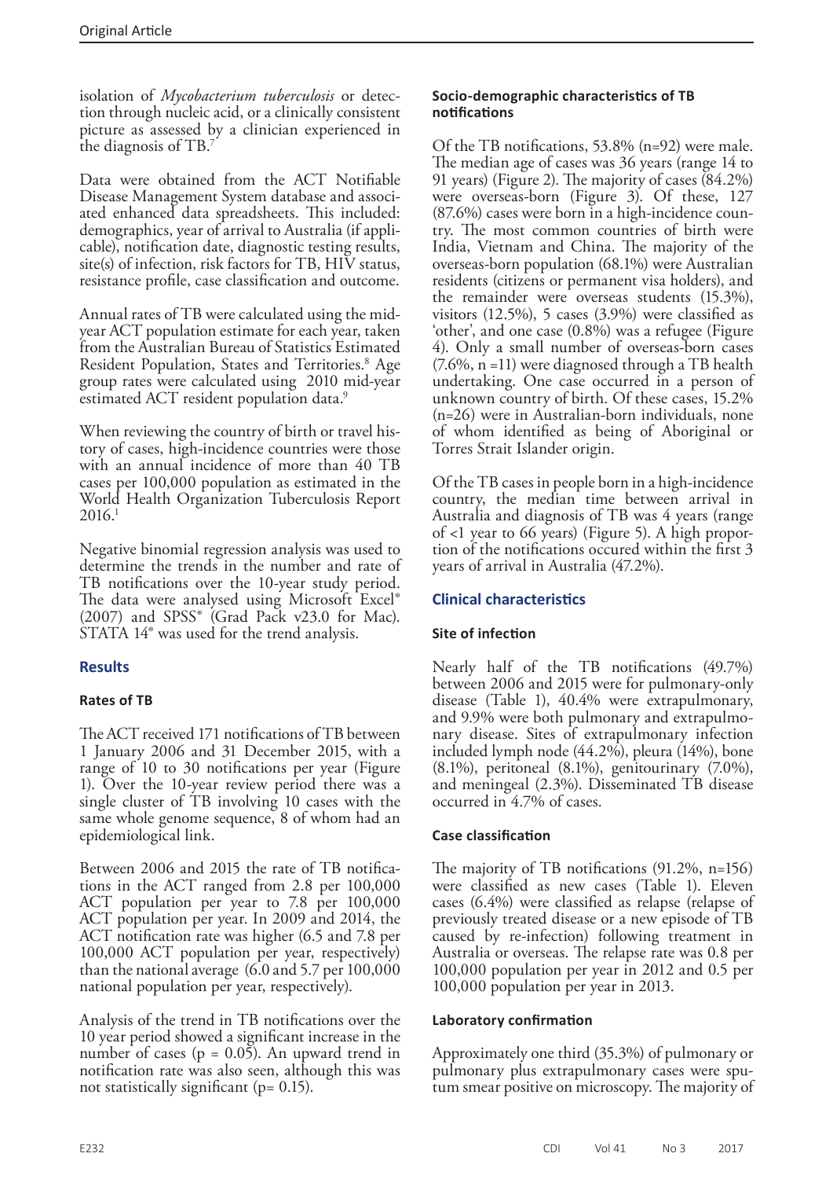isolation of *Mycobacterium tuberculosis* or detection through nucleic acid, or a clinically consistent picture as assessed by a clinician experienced in the diagnosis of TB.[7]

Data were obtained from the ACT Notifiable Disease Management System database and associated enhanced data spreadsheets. This included: demographics, year of arrival to Australia (if applicable), notification date, diagnostic testing results, site(s) of infection, risk factors for TB, HIV status, resistance profile, case classification and outcome.

Annual rates of TB were calculated using the mid-year ACT population estimate for each year, taken from the Australian Bureau of Statistics Estimated Resident Population, States and Territories.[8] Age group rates were calculated using 2010 mid-year estimated ACT resident population data.[9]

When reviewing the country of birth or travel history of cases, high-incidence countries were those with an annual incidence of more than 40 TB cases per 100,000 population as estimated in the World Health Organization Tuberculosis Report 2016.[1]

Negative binomial regression analysis was used to determine the trends in the number and rate of TB notifications over the 10-year study period. The data were analysed using Microsoft Excel® (2007) and SPSS® (Grad Pack v23.0 for Mac). STATA 14® was used for the trend analysis.

## Results

### Rates of TB

The ACT received 171 notifications of TB between 1 January 2006 and 31 December 2015, with a range of 10 to 30 notifications per year (Figure 1). Over the 10-year review period there was a single cluster of TB involving 10 cases with the same whole genome sequence, 8 of whom had an epidemiological link.

Between 2006 and 2015 the rate of TB notifications in the ACT ranged from 2.8 per 100,000 ACT population per year to 7.8 per 100,000 ACT population per year. In 2009 and 2014, the ACT notification rate was higher (6.5 and 7.8 per 100,000 ACT population per year, respectively) than the national average (6.0 and 5.7 per 100,000 national population per year, respectively).

Analysis of the trend in TB notifications over the 10 year period showed a significant increase in the number of cases ($p = 0.05$). An upward trend in notification rate was also seen, although this was not statistically significant ($p = 0.15$).

### Socio-demographic characteristics of TB notifications

Of the TB notifications, 53.8% (n=92) were male. The median age of cases was 36 years (range 14 to 91 years) (Figure 2). The majority of cases (84.2%) were overseas-born (Figure 3). Of these, 127 (87.6%) cases were born in a high-incidence country. The most common countries of birth were India, Vietnam and China. The majority of the overseas-born population (68.1%) were Australian residents (citizens or permanent visa holders), and the remainder were overseas students (15.3%), visitors (12.5%), 5 cases (3.9%) were classified as 'other', and one case (0.8%) was a refugee (Figure 4). Only a small number of overseas-born cases (7.6%, n =11) were diagnosed through a TB health undertaking. One case occurred in a person of unknown country of birth. Of these cases, 15.2% (n=26) were in Australian-born individuals, none of whom identified as being of Aboriginal or Torres Strait Islander origin.

Of the TB cases in people born in a high-incidence country, the median time between arrival in Australia and diagnosis of TB was 4 years (range of <1 year to 66 years) (Figure 5). A high proportion of the notifications occured within the first 3 years of arrival in Australia (47.2%).

## Clinical characteristics

### Site of infection

Nearly half of the TB notifications (49.7%) between 2006 and 2015 were for pulmonary-only disease (Table 1), 40.4% were extrapulmonary, and 9.9% were both pulmonary and extrapulmonary disease. Sites of extrapulmonary infection included lymph node (44.2%), pleura (14%), bone (8.1%), peritoneal (8.1%), genitourinary (7.0%), and meningeal (2.3%). Disseminated TB disease occurred in 4.7% of cases.

### Case classification

The majority of TB notifications (91.2%, n=156) were classified as new cases (Table 1). Eleven cases (6.4%) were classified as relapse (relapse of previously treated disease or a new episode of TB caused by re-infection) following treatment in Australia or overseas. The relapse rate was 0.8 per 100,000 population per year in 2012 and 0.5 per 100,000 population per year in 2013.

### Laboratory confirmation

Approximately one third (35.3%) of pulmonary or pulmonary plus extrapulmonary cases were sputum smear positive on microscopy. The majority of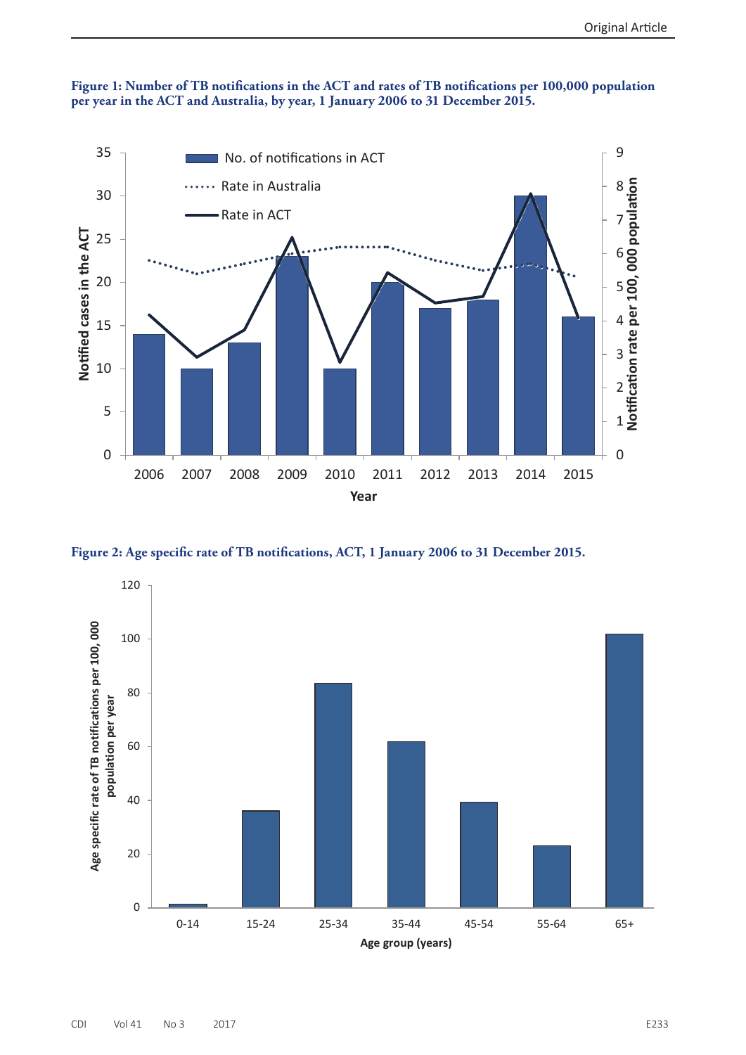**Figure 1: Number of TB notifications in the ACT and rates of TB notifications per 100,000 population per year in the ACT and Australia, by year, 1 January 2006 to 31 December 2015.**

**Figure 2: Age specific rate of TB notifications, ACT, 1 January 2006 to 31 December 2015.**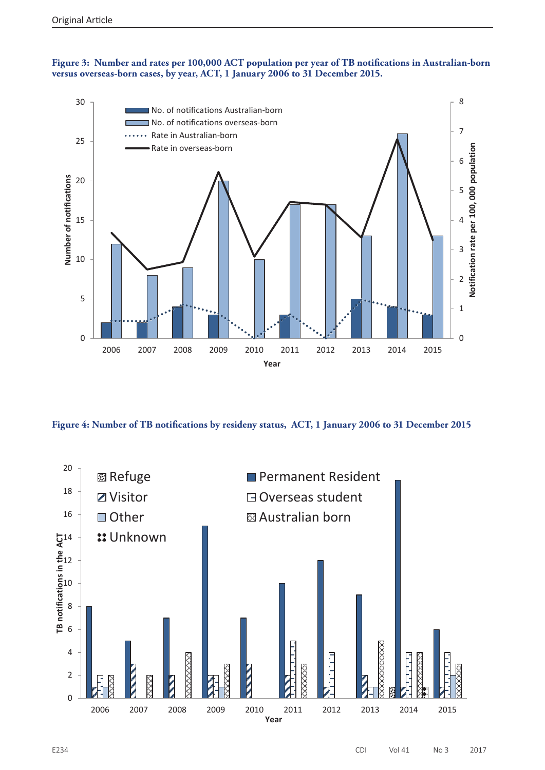**Figure 3: Number and rates per 100,000 ACT population per year of TB notifications in Australian-born versus overseas-born cases, by year, ACT, 1 January 2006 to 31 December 2015.**

**Figure 4: Number of TB notifications by resideny status, ACT, 1 January 2006 to 31 December 2015**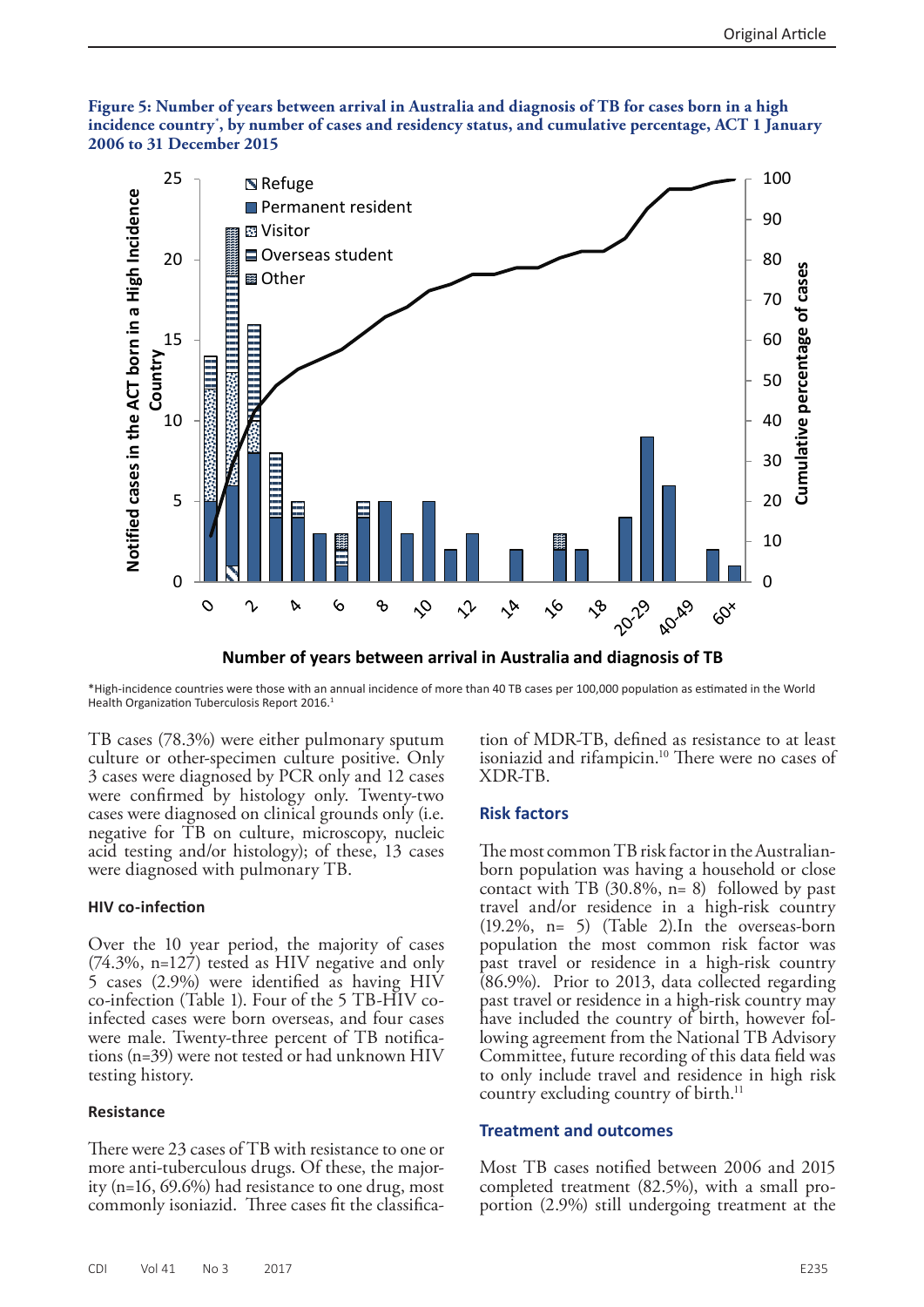**Figure 5: Number of years between arrival in Australia and diagnosis of TB for cases born in a high incidence country*, by number of cases and residency status, and cumulative percentage, ACT 1 January 2006 to 31 December 2015**

*High-incidence countries were those with an annual incidence of more than 40 TB cases per 100,000 population as estimated in the World Health Organization Tuberculosis Report 2016.[1]

TB cases (78.3%) were either pulmonary sputum culture or other-specimen culture positive. Only 3 cases were diagnosed by PCR only and 12 cases were confirmed by histology only. Twenty-two cases were diagnosed on clinical grounds only (i.e. negative for TB on culture, microscopy, nucleic acid testing and/or histology); of these, 13 cases were diagnosed with pulmonary TB.

#### HIV co-infection

Over the 10 year period, the majority of cases (74.3%, n=127) tested as HIV negative and only 5 cases (2.9%) were identified as having HIV co-infection (Table 1). Four of the 5 TB-HIV co-infected cases were born overseas, and four cases were male. Twenty-three percent of TB notifications (n=39) were not tested or had unknown HIV testing history.

#### Resistance

There were 23 cases of TB with resistance to one or more anti-tuberculous drugs. Of these, the majority (n=16, 69.6%) had resistance to one drug, most commonly isoniazid. Three cases fit the classification of MDR-TB, defined as resistance to at least isoniazid and rifampicin.[10] There were no cases of XDR-TB.

### Risk factors

The most common TB risk factor in the Australian-born population was having a household or close contact with TB (30.8%, n= 8) followed by past travel and/or residence in a high-risk country (19.2%, n= 5) (Table 2).In the overseas-born population the most common risk factor was past travel or residence in a high-risk country (86.9%). Prior to 2013, data collected regarding past travel or residence in a high-risk country may have included the country of birth, however following agreement from the National TB Advisory Committee, future recording of this data field was to only include travel and residence in high risk country excluding country of birth.[11]

### Treatment and outcomes

Most TB cases notified between 2006 and 2015 completed treatment (82.5%), with a small proportion (2.9%) still undergoing treatment at the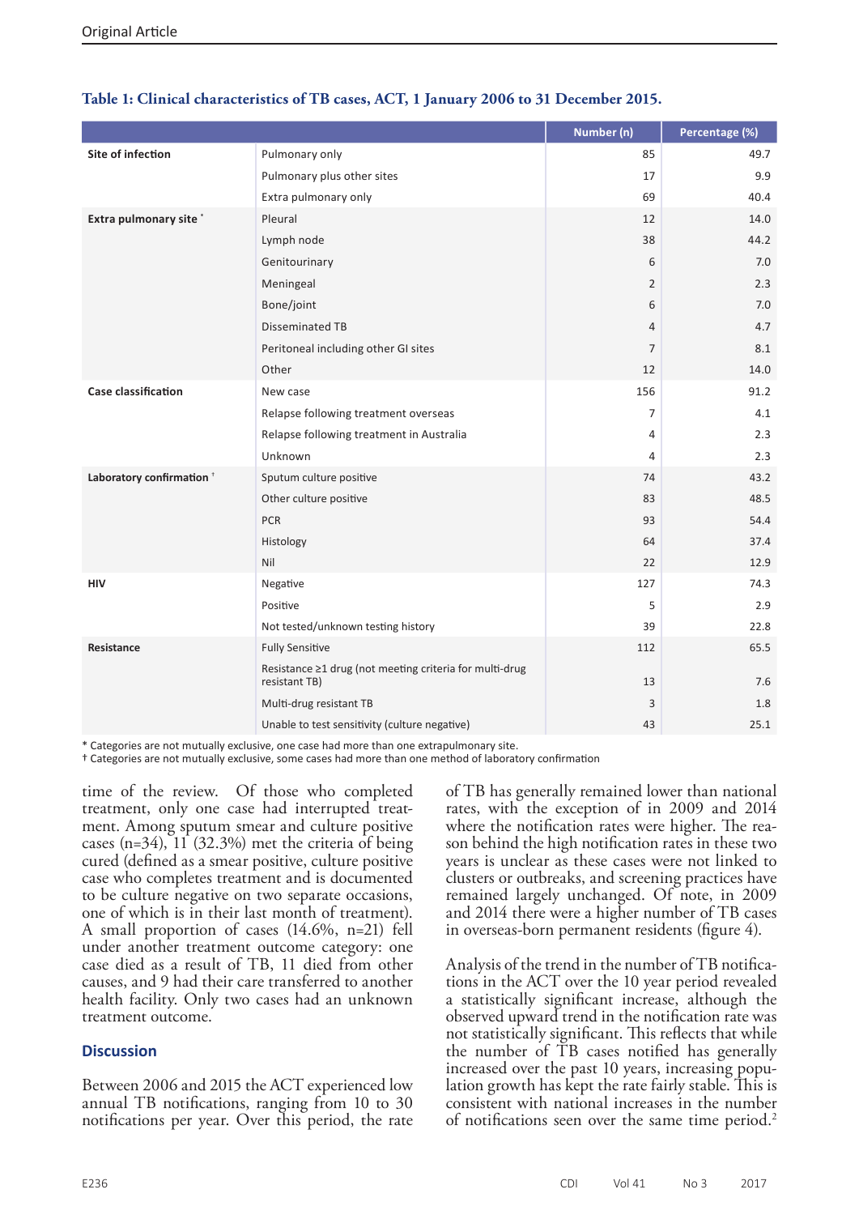**Table 1: Clinical characteristics of TB cases, ACT, 1 January 2006 to 31 December 2015.**

| | | Number (n) | Percentage (%) |
|---|---|---|---|
| **Site of infection** | Pulmonary only | 85 | 49.7 |
| | Pulmonary plus other sites | 17 | 9.9 |
| | Extra pulmonary only | 69 | 40.4 |
| **Extra pulmonary site** * | Pleural | 12 | 14.0 |
| | Lymph node | 38 | 44.2 |
| | Genitourinary | 6 | 7.0 |
| | Meningeal | 2 | 2.3 |
| | Bone/joint | 6 | 7.0 |
| | Disseminated TB | 4 | 4.7 |
| | Peritoneal including other GI sites | 7 | 8.1 |
| | Other | 12 | 14.0 |
| **Case classification** | New case | 156 | 91.2 |
| | Relapse following treatment overseas | 7 | 4.1 |
| | Relapse following treatment in Australia | 4 | 2.3 |
| | Unknown | 4 | 2.3 |
| **Laboratory confirmation** † | Sputum culture positive | 74 | 43.2 |
| | Other culture positive | 83 | 48.5 |
| | PCR | 93 | 54.4 |
| | Histology | 64 | 37.4 |
| | Nil | 22 | 12.9 |
| **HIV** | Negative | 127 | 74.3 |
| | Positive | 5 | 2.9 |
| | Not tested/unknown testing history | 39 | 22.8 |
| **Resistance** | Fully Sensitive | 112 | 65.5 |
| | Resistance ≥1 drug (not meeting criteria for multi-drug resistant TB) | 13 | 7.6 |
| | Multi-drug resistant TB | 3 | 1.8 |
| | Unable to test sensitivity (culture negative) | 43 | 25.1 |

\* Categories are not mutually exclusive, one case had more than one extrapulmonary site.
† Categories are not mutually exclusive, some cases had more than one method of laboratory confirmation

time of the review. Of those who completed treatment, only one case had interrupted treatment. Among sputum smear and culture positive cases (n=34), 11 (32.3%) met the criteria of being cured (defined as a smear positive, culture positive case who completes treatment and is documented to be culture negative on two separate occasions, one of which is in their last month of treatment). A small proportion of cases (14.6%, n=21) fell under another treatment outcome category: one case died as a result of TB, 11 died from other causes, and 9 had their care transferred to another health facility. Only two cases had an unknown treatment outcome.

## Discussion

Between 2006 and 2015 the ACT experienced low annual TB notifications, ranging from 10 to 30 notifications per year. Over this period, the rate of TB has generally remained lower than national rates, with the exception of in 2009 and 2014 where the notification rates were higher. The reason behind the high notification rates in these two years is unclear as these cases were not linked to clusters or outbreaks, and screening practices have remained largely unchanged. Of note, in 2009 and 2014 there were a higher number of TB cases in overseas-born permanent residents (figure 4).

Analysis of the trend in the number of TB notifications in the ACT over the 10 year period revealed a statistically significant increase, although the observed upward trend in the notification rate was not statistically significant. This reflects that while the number of TB cases notified has generally increased over the past 10 years, increasing population growth has kept the rate fairly stable. This is consistent with national increases in the number of notifications seen over the same time period.[2]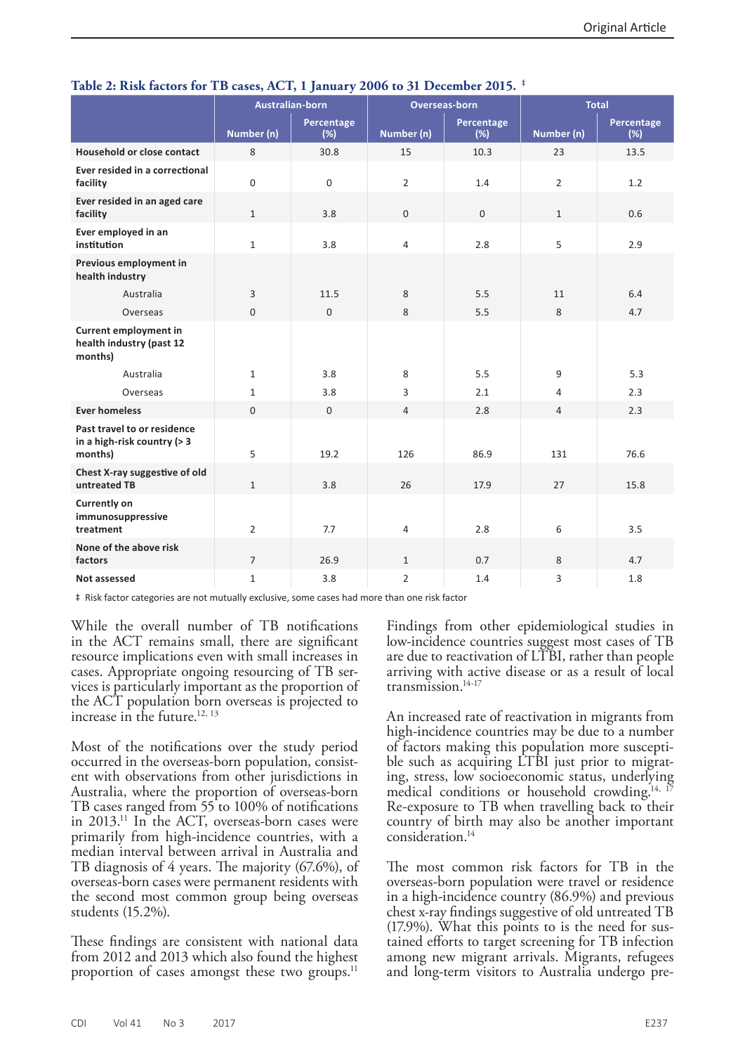**Table 2: Risk factors for TB cases, ACT, 1 January 2006 to 31 December 2015.** ‡

| | Australian-born | | Overseas-born | | Total | |
|---|---|---|---|---|---|---|
| | Number (n) | Percentage (%) | Number (n) | Percentage (%) | Number (n) | Percentage (%) |
| **Household or close contact** | 8 | 30.8 | 15 | 10.3 | 23 | 13.5 |
| **Ever resided in a correctional facility** | 0 | 0 | 2 | 1.4 | 2 | 1.2 |
| **Ever resided in an aged care facility** | 1 | 3.8 | 0 | 0 | 1 | 0.6 |
| **Ever employed in an institution** | 1 | 3.8 | 4 | 2.8 | 5 | 2.9 |
| **Previous employment in health industry** | | | | | | |
| Australia | 3 | 11.5 | 8 | 5.5 | 11 | 6.4 |
| Overseas | 0 | 0 | 8 | 5.5 | 8 | 4.7 |
| **Current employment in health industry (past 12 months)** | | | | | | |
| Australia | 1 | 3.8 | 8 | 5.5 | 9 | 5.3 |
| Overseas | 1 | 3.8 | 3 | 2.1 | 4 | 2.3 |
| **Ever homeless** | 0 | 0 | 4 | 2.8 | 4 | 2.3 |
| **Past travel to or residence in a high-risk country (> 3 months)** | 5 | 19.2 | 126 | 86.9 | 131 | 76.6 |
| **Chest X-ray suggestive of old untreated TB** | 1 | 3.8 | 26 | 17.9 | 27 | 15.8 |
| **Currently on immunosuppressive treatment** | 2 | 7.7 | 4 | 2.8 | 6 | 3.5 |
| **None of the above risk factors** | 7 | 26.9 | 1 | 0.7 | 8 | 4.7 |
| **Not assessed** | 1 | 3.8 | 2 | 1.4 | 3 | 1.8 |

‡ Risk factor categories are not mutually exclusive, some cases had more than one risk factor

While the overall number of TB notifications in the ACT remains small, there are significant resource implications even with small increases in cases. Appropriate ongoing resourcing of TB services is particularly important as the proportion of the ACT population born overseas is projected to increase in the future.[12, 13]

Most of the notifications over the study period occurred in the overseas-born population, consistent with observations from other jurisdictions in Australia, where the proportion of overseas-born TB cases ranged from 55 to 100% of notifications in 2013.[11] In the ACT, overseas-born cases were primarily from high-incidence countries, with a median interval between arrival in Australia and TB diagnosis of 4 years. The majority (67.6%), of overseas-born cases were permanent residents with the second most common group being overseas students (15.2%).

These findings are consistent with national data from 2012 and 2013 which also found the highest proportion of cases amongst these two groups.[11]

Findings from other epidemiological studies in low-incidence countries suggest most cases of TB are due to reactivation of LTBI, rather than people arriving with active disease or as a result of local transmission.[14-17]

An increased rate of reactivation in migrants from high-incidence countries may be due to a number of factors making this population more susceptible such as acquiring LTBI just prior to migrating, stress, low socioeconomic status, underlying medical conditions or household crowding.[14, 17] Re-exposure to TB when travelling back to their country of birth may also be another important consideration.[14]

The most common risk factors for TB in the overseas-born population were travel or residence in a high-incidence country (86.9%) and previous chest x-ray findings suggestive of old untreated TB (17.9%). What this points to is the need for sustained efforts to target screening for TB infection among new migrant arrivals. Migrants, refugees and long-term visitors to Australia undergo pre-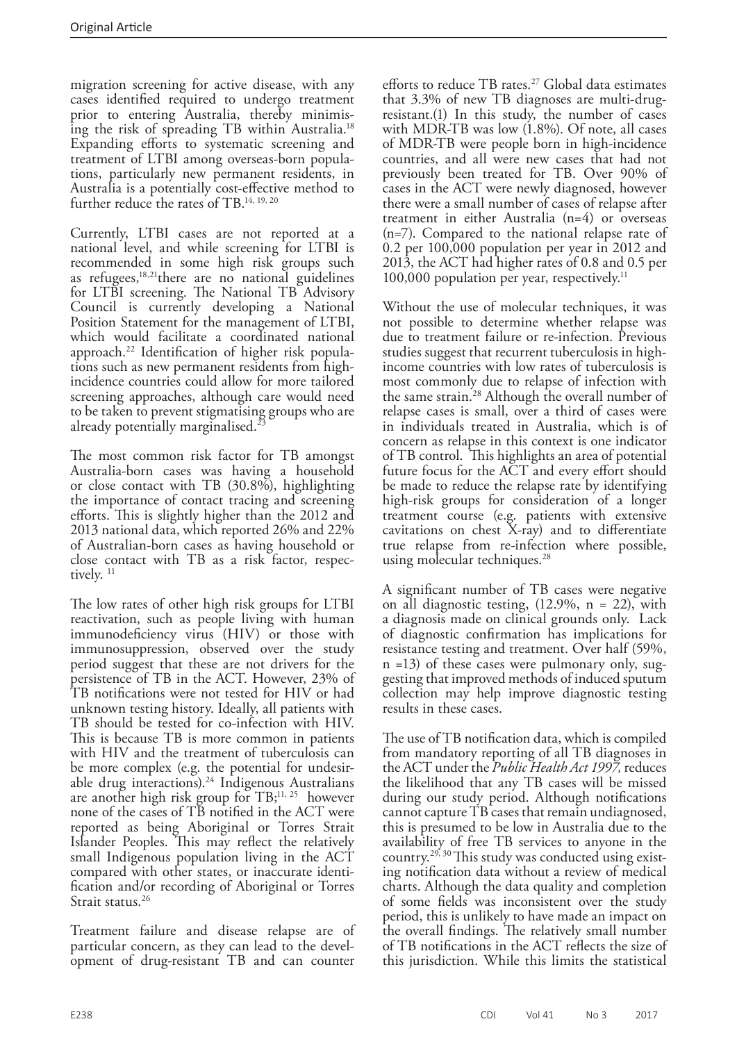migration screening for active disease, with any cases identified required to undergo treatment prior to entering Australia, thereby minimising the risk of spreading TB within Australia.[18] Expanding efforts to systematic screening and treatment of LTBI among overseas-born populations, particularly new permanent residents, in Australia is a potentially cost-effective method to further reduce the rates of TB.[14, 19, 20]

Currently, LTBI cases are not reported at a national level, and while screening for LTBI is recommended in some high risk groups such as refugees,[18,21]there are no national guidelines for LTBI screening. The National TB Advisory Council is currently developing a National Position Statement for the management of LTBI, which would facilitate a coordinated national approach.[22] Identification of higher risk populations such as new permanent residents from high-incidence countries could allow for more tailored screening approaches, although care would need to be taken to prevent stigmatising groups who are already potentially marginalised.[23]

The most common risk factor for TB amongst Australia-born cases was having a household or close contact with TB (30.8%), highlighting the importance of contact tracing and screening efforts. This is slightly higher than the 2012 and 2013 national data, which reported 26% and 22% of Australian-born cases as having household or close contact with TB as a risk factor, respectively. [11]

The low rates of other high risk groups for LTBI reactivation, such as people living with human immunodeficiency virus (HIV) or those with immunosuppression, observed over the study period suggest that these are not drivers for the persistence of TB in the ACT. However, 23% of TB notifications were not tested for HIV or had unknown testing history. Ideally, all patients with TB should be tested for co-infection with HIV. This is because TB is more common in patients with HIV and the treatment of tuberculosis can be more complex (e.g. the potential for undesirable drug interactions).[24] Indigenous Australians are another high risk group for TB;[11, 25] however none of the cases of TB notified in the ACT were reported as being Aboriginal or Torres Strait Islander Peoples. This may reflect the relatively small Indigenous population living in the ACT compared with other states, or inaccurate identification and/or recording of Aboriginal or Torres Strait status.[26]

Treatment failure and disease relapse are of particular concern, as they can lead to the development of drug-resistant TB and can counter efforts to reduce TB rates.[27] Global data estimates that 3.3% of new TB diagnoses are multi-drug-resistant.(1) In this study, the number of cases with MDR-TB was low (1.8%). Of note, all cases of MDR-TB were people born in high-incidence countries, and all were new cases that had not previously been treated for TB. Over 90% of cases in the ACT were newly diagnosed, however there were a small number of cases of relapse after treatment in either Australia (n=4) or overseas (n=7). Compared to the national relapse rate of 0.2 per 100,000 population per year in 2012 and 2013, the ACT had higher rates of 0.8 and 0.5 per 100,000 population per year, respectively.[11]

Without the use of molecular techniques, it was not possible to determine whether relapse was due to treatment failure or re-infection. Previous studies suggest that recurrent tuberculosis in high-income countries with low rates of tuberculosis is most commonly due to relapse of infection with the same strain.[28] Although the overall number of relapse cases is small, over a third of cases were in individuals treated in Australia, which is of concern as relapse in this context is one indicator of TB control. This highlights an area of potential future focus for the ACT and every effort should be made to reduce the relapse rate by identifying high-risk groups for consideration of a longer treatment course (e.g. patients with extensive cavitations on chest X-ray) and to differentiate true relapse from re-infection where possible, using molecular techniques.[28]

A significant number of TB cases were negative on all diagnostic testing, (12.9%, n = 22), with a diagnosis made on clinical grounds only. Lack of diagnostic confirmation has implications for resistance testing and treatment. Over half (59%, n =13) of these cases were pulmonary only, suggesting that improved methods of induced sputum collection may help improve diagnostic testing results in these cases.

The use of TB notification data, which is compiled from mandatory reporting of all TB diagnoses in the ACT under the *Public Health Act 1997,* reduces the likelihood that any TB cases will be missed during our study period. Although notifications cannot capture TB cases that remain undiagnosed, this is presumed to be low in Australia due to the availability of free TB services to anyone in the country.[29, 30] This study was conducted using existing notification data without a review of medical charts. Although the data quality and completion of some fields was inconsistent over the study period, this is unlikely to have made an impact on the overall findings. The relatively small number of TB notifications in the ACT reflects the size of this jurisdiction. While this limits the statistical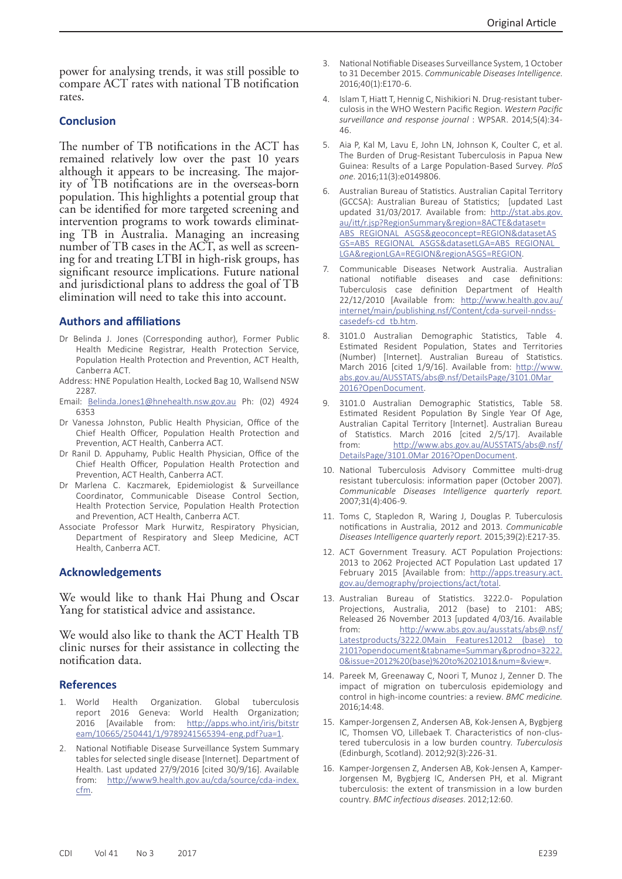power for analysing trends, it was still possible to compare ACT rates with national TB notification rates.

## Conclusion

The number of TB notifications in the ACT has remained relatively low over the past 10 years although it appears to be increasing. The majority of TB notifications are in the overseas-born population. This highlights a potential group that can be identified for more targeted screening and intervention programs to work towards eliminating TB in Australia. Managing an increasing number of TB cases in the ACT, as well as screening for and treating LTBI in high-risk groups, has significant resource implications. Future national and jurisdictional plans to address the goal of TB elimination will need to take this into account.

## Authors and affiliations

Dr Belinda J. Jones (Corresponding author), Former Public Health Medicine Registrar, Health Protection Service, Population Health Protection and Prevention, ACT Health, Canberra ACT.

Address: HNE Population Health, Locked Bag 10, Wallsend NSW 2287.

Email: Belinda.Jones1@hnehealth.nsw.gov.au Ph: (02) 4924 6353

Dr Vanessa Johnston, Public Health Physician, Office of the Chief Health Officer, Population Health Protection and Prevention, ACT Health, Canberra ACT.

Dr Ranil D. Appuhamy, Public Health Physician, Office of the Chief Health Officer, Population Health Protection and Prevention, ACT Health, Canberra ACT.

Dr Marlena C. Kaczmarek, Epidemiologist & Surveillance Coordinator, Communicable Disease Control Section, Health Protection Service, Population Health Protection and Prevention, ACT Health, Canberra ACT.

Associate Professor Mark Hurwitz, Respiratory Physician, Department of Respiratory and Sleep Medicine, ACT Health, Canberra ACT.

## Acknowledgements

We would like to thank Hai Phung and Oscar Yang for statistical advice and assistance.

We would also like to thank the ACT Health TB clinic nurses for their assistance in collecting the notification data.

## References

1. World Health Organization. Global tuberculosis report 2016 Geneva: World Health Organization; 2016 [Available from: http://apps.who.int/iris/bitstream/10665/250441/1/9789241565394-eng.pdf?ua=1.
2. National Notifiable Disease Surveillance System Summary tables for selected single disease [Internet]. Department of Health. Last updated 27/9/2016 [cited 30/9/16]. Available from: http://www9.health.gov.au/cda/source/cda-index.cfm.
3. National Notifiable Diseases Surveillance System, 1 October to 31 December 2015. *Communicable Diseases Intelligence*. 2016;40(1):E170-6.
4. Islam T, Hiatt T, Hennig C, Nishikiori N. Drug-resistant tuberculosis in the WHO Western Pacific Region. *Western Pacific surveillance and response journal* : WPSAR. 2014;5(4):34-46.
5. Aia P, Kal M, Lavu E, John LN, Johnson K, Coulter C, et al. The Burden of Drug-Resistant Tuberculosis in Papua New Guinea: Results of a Large Population-Based Survey. *PloS one*. 2016;11(3):e0149806.
6. Australian Bureau of Statistics. Australian Capital Territory (GCCSA): Australian Bureau of Statistics; [updated Last updated 31/03/2017. Available from: http://stat.abs.gov.au/itt/r.jsp?RegionSummary&region=8ACTE&dataset=ABS_REGIONAL_ASGS&geoconcept=REGION&datasetASGS=ABS_REGIONAL_ASGS&datasetLGA=ABS_REGIONAL_LGA&regionLGA=REGION&regionASGS=REGION.
7. Communicable Diseases Network Australia. Australian national notifiable diseases and case definitions: Tuberculosis case definition Department of Health 22/12/2010 [Available from: http://www.health.gov.au/internet/main/publishing.nsf/Content/cda-surveil-nndss-casedefs-cd_tb.htm.
8. 3101.0 Australian Demographic Statistics, Table 4. Estimated Resident Population, States and Territories (Number) [Internet]. Australian Bureau of Statistics. March 2016 [cited 1/9/16]. Available from: http://www.abs.gov.au/AUSSTATS/abs@.nsf/DetailsPage/3101.0Mar 2016?OpenDocument.
9. 3101.0 Australian Demographic Statistics, Table 58. Estimated Resident Population By Single Year Of Age, Australian Capital Territory [Internet]. Australian Bureau of Statistics. March 2016 [cited 2/5/17]. Available from: http://www.abs.gov.au/AUSSTATS/abs@.nsf/DetailsPage/3101.0Mar 2016?OpenDocument.
10. National Tuberculosis Advisory Committee multi-drug resistant tuberculosis: information paper (October 2007). *Communicable Diseases Intelligence quarterly report*. 2007;31(4):406-9.
11. Toms C, Stapledon R, Waring J, Douglas P. Tuberculosis notifications in Australia, 2012 and 2013. *Communicable Diseases Intelligence quarterly report*. 2015;39(2):E217-35.
12. ACT Government Treasury. ACT Population Projections: 2013 to 2062 Projected ACT Population Last updated 17 February 2015 [Available from: http://apps.treasury.act.gov.au/demography/projections/act/total.
13. Australian Bureau of Statistics. 3222.0- Population Projections, Australia, 2012 (base) to 2101: ABS; Released 26 November 2013 [updated 4/03/16. Available from: http://www.abs.gov.au/ausstats/abs@.nsf/Latestproducts/3222.0Main Features12012 (base) to 2101?opendocument&tabname=Summary&prodno=3222.0&issue=2012%20(base)%20to%202101&num=&view=.
14. Pareek M, Greenaway C, Noori T, Munoz J, Zenner D. The impact of migration on tuberculosis epidemiology and control in high-income countries: a review. *BMC medicine*. 2016;14:48.
15. Kamper-Jorgensen Z, Andersen AB, Kok-Jensen A, Bygbjerg IC, Thomsen VO, Lillebaek T. Characteristics of non-clustered tuberculosis in a low burden country. *Tuberculosis* (Edinburgh, Scotland). 2012;92(3):226-31.
16. Kamper-Jorgensen Z, Andersen AB, Kok-Jensen A, Kamper-Jorgensen M, Bygbjerg IC, Andersen PH, et al. Migrant tuberculosis: the extent of transmission in a low burden country. *BMC infectious diseases*. 2012;12:60.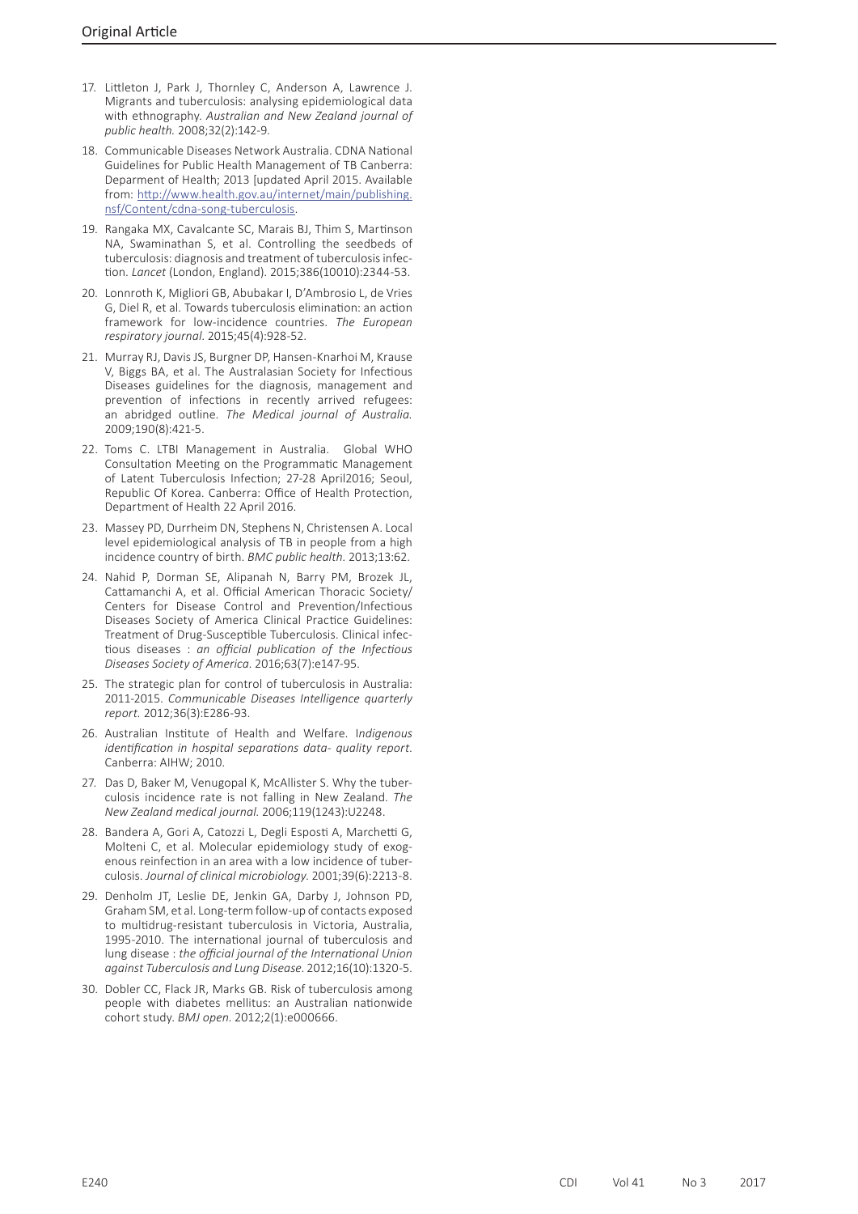17. Littleton J, Park J, Thornley C, Anderson A, Lawrence J. Migrants and tuberculosis: analysing epidemiological data with ethnography. *Australian and New Zealand journal of public health.* 2008;32(2):142-9.

18. Communicable Diseases Network Australia. CDNA National Guidelines for Public Health Management of TB Canberra: Deparment of Health; 2013 [updated April 2015. Available from: http://www.health.gov.au/internet/main/publishing.nsf/Content/cdna-song-tuberculosis.

19. Rangaka MX, Cavalcante SC, Marais BJ, Thim S, Martinson NA, Swaminathan S, et al. Controlling the seedbeds of tuberculosis: diagnosis and treatment of tuberculosis infection. *Lancet* (London, England). 2015;386(10010):2344-53.

20. Lonnroth K, Migliori GB, Abubakar I, D'Ambrosio L, de Vries G, Diel R, et al. Towards tuberculosis elimination: an action framework for low-incidence countries. *The European respiratory journal.* 2015;45(4):928-52.

21. Murray RJ, Davis JS, Burgner DP, Hansen-Knarhoi M, Krause V, Biggs BA, et al. The Australasian Society for Infectious Diseases guidelines for the diagnosis, management and prevention of infections in recently arrived refugees: an abridged outline. *The Medical journal of Australia.* 2009;190(8):421-5.

22. Toms C. LTBI Management in Australia. Global WHO Consultation Meeting on the Programmatic Management of Latent Tuberculosis Infection; 27-28 April2016; Seoul, Republic Of Korea. Canberra: Office of Health Protection, Department of Health 22 April 2016.

23. Massey PD, Durrheim DN, Stephens N, Christensen A. Local level epidemiological analysis of TB in people from a high incidence country of birth. *BMC public health.* 2013;13:62.

24. Nahid P, Dorman SE, Alipanah N, Barry PM, Brozek JL, Cattamanchi A, et al. Official American Thoracic Society/ Centers for Disease Control and Prevention/Infectious Diseases Society of America Clinical Practice Guidelines: Treatment of Drug-Susceptible Tuberculosis. Clinical infectious diseases : *an official publication of the Infectious Diseases Society of America.* 2016;63(7):e147-95.

25. The strategic plan for control of tuberculosis in Australia: 2011-2015. *Communicable Diseases Intelligence quarterly report.* 2012;36(3):E286-93.

26. Australian Institute of Health and Welfare. I*ndigenous identification in hospital separations data- quality report*. Canberra: AIHW; 2010.

27. Das D, Baker M, Venugopal K, McAllister S. Why the tuberculosis incidence rate is not falling in New Zealand. *The New Zealand medical journal.* 2006;119(1243):U2248.

28. Bandera A, Gori A, Catozzi L, Degli Esposti A, Marchetti G, Molteni C, et al. Molecular epidemiology study of exogenous reinfection in an area with a low incidence of tuberculosis. *Journal of clinical microbiology.* 2001;39(6):2213-8.

29. Denholm JT, Leslie DE, Jenkin GA, Darby J, Johnson PD, Graham SM, et al. Long-term follow-up of contacts exposed to multidrug-resistant tuberculosis in Victoria, Australia, 1995-2010. The international journal of tuberculosis and lung disease : *the official journal of the International Union against Tuberculosis and Lung Disease*. 2012;16(10):1320-5.

30. Dobler CC, Flack JR, Marks GB. Risk of tuberculosis among people with diabetes mellitus: an Australian nationwide cohort study. *BMJ open.* 2012;2(1):e000666.